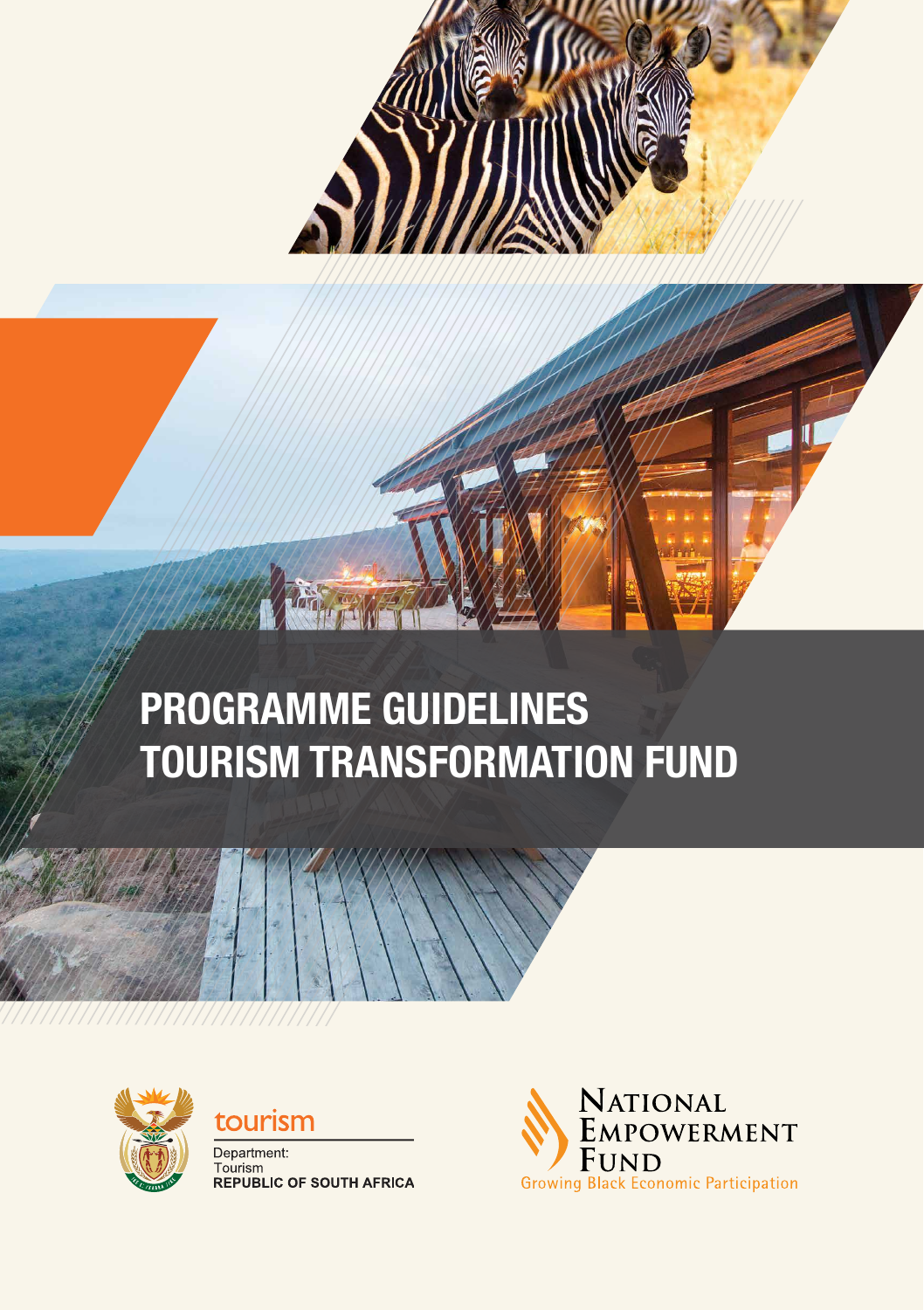# PROGRAMME GUIDELINES
# TOURISM TRANSFORMATION FUND

tourism

Department:
Tourism
**REPUBLIC OF SOUTH AFRICA**

NATIONAL EMPOWERMENT FUND

Growing Black Economic Participation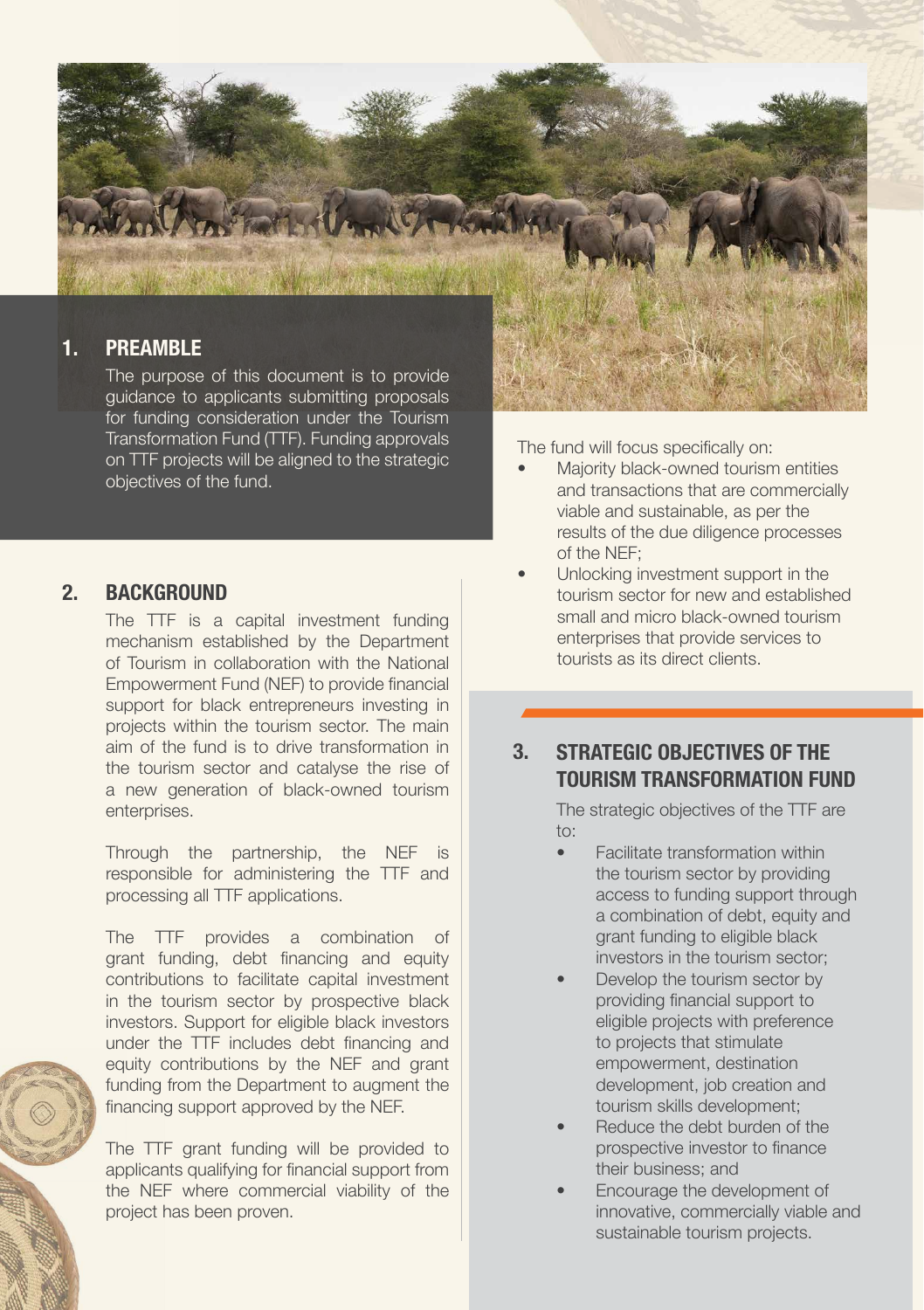## 1. PREAMBLE

The purpose of this document is to provide guidance to applicants submitting proposals for funding consideration under the Tourism Transformation Fund (TTF). Funding approvals on TTF projects will be aligned to the strategic objectives of the fund.

## 2. BACKGROUND

The TTF is a capital investment funding mechanism established by the Department of Tourism in collaboration with the National Empowerment Fund (NEF) to provide financial support for black entrepreneurs investing in projects within the tourism sector. The main aim of the fund is to drive transformation in the tourism sector and catalyse the rise of a new generation of black-owned tourism enterprises.

Through the partnership, the NEF is responsible for administering the TTF and processing all TTF applications.

The TTF provides a combination of grant funding, debt financing and equity contributions to facilitate capital investment in the tourism sector by prospective black investors. Support for eligible black investors under the TTF includes debt financing and equity contributions by the NEF and grant funding from the Department to augment the financing support approved by the NEF.

The TTF grant funding will be provided to applicants qualifying for financial support from the NEF where commercial viability of the project has been proven.

The fund will focus specifically on:

- Majority black-owned tourism entities and transactions that are commercially viable and sustainable, as per the results of the due diligence processes of the NEF;
- Unlocking investment support in the tourism sector for new and established small and micro black-owned tourism enterprises that provide services to tourists as its direct clients.

## 3. STRATEGIC OBJECTIVES OF THE TOURISM TRANSFORMATION FUND

The strategic objectives of the TTF are to:

- Facilitate transformation within the tourism sector by providing access to funding support through a combination of debt, equity and grant funding to eligible black investors in the tourism sector;
- Develop the tourism sector by providing financial support to eligible projects with preference to projects that stimulate empowerment, destination development, job creation and tourism skills development;
- Reduce the debt burden of the prospective investor to finance their business; and
- Encourage the development of innovative, commercially viable and sustainable tourism projects.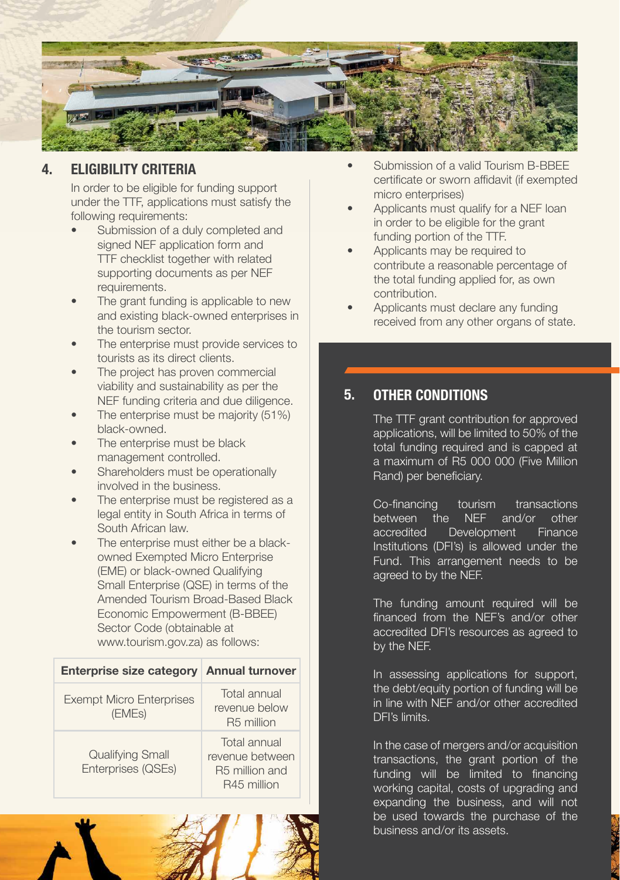## 4. ELIGIBILITY CRITERIA

In order to be eligible for funding support under the TTF, applications must satisfy the following requirements:

- Submission of a duly completed and signed NEF application form and TTF checklist together with related supporting documents as per NEF requirements.
- The grant funding is applicable to new and existing black-owned enterprises in the tourism sector.
- The enterprise must provide services to tourists as its direct clients.
- The project has proven commercial viability and sustainability as per the NEF funding criteria and due diligence.
- The enterprise must be majority (51%) black-owned.
- The enterprise must be black management controlled.
- Shareholders must be operationally involved in the business.
- The enterprise must be registered as a legal entity in South Africa in terms of South African law.
- The enterprise must either be a black-owned Exempted Micro Enterprise (EME) or black-owned Qualifying Small Enterprise (QSE) in terms of the Amended Tourism Broad-Based Black Economic Empowerment (B-BBEE) Sector Code (obtainable at www.tourism.gov.za) as follows:

| Enterprise size category | Annual turnover |
|---|---|
| Exempt Micro Enterprises (EMEs) | Total annual revenue below R5 million |
| Qualifying Small Enterprises (QSEs) | Total annual revenue between R5 million and R45 million |

- Submission of a valid Tourism B-BBEE certificate or sworn affidavit (if exempted micro enterprises)
- Applicants must qualify for a NEF loan in order to be eligible for the grant funding portion of the TTF.
- Applicants may be required to contribute a reasonable percentage of the total funding applied for, as own contribution.
- Applicants must declare any funding received from any other organs of state.

## 5. OTHER CONDITIONS

The TTF grant contribution for approved applications, will be limited to 50% of the total funding required and is capped at a maximum of R5 000 000 (Five Million Rand) per beneficiary.

Co-financing tourism transactions between the NEF and/or other accredited Development Finance Institutions (DFI's) is allowed under the Fund. This arrangement needs to be agreed to by the NEF.

The funding amount required will be financed from the NEF's and/or other accredited DFI's resources as agreed to by the NEF.

In assessing applications for support, the debt/equity portion of funding will be in line with NEF and/or other accredited DFI's limits.

In the case of mergers and/or acquisition transactions, the grant portion of the funding will be limited to financing working capital, costs of upgrading and expanding the business, and will not be used towards the purchase of the business and/or its assets.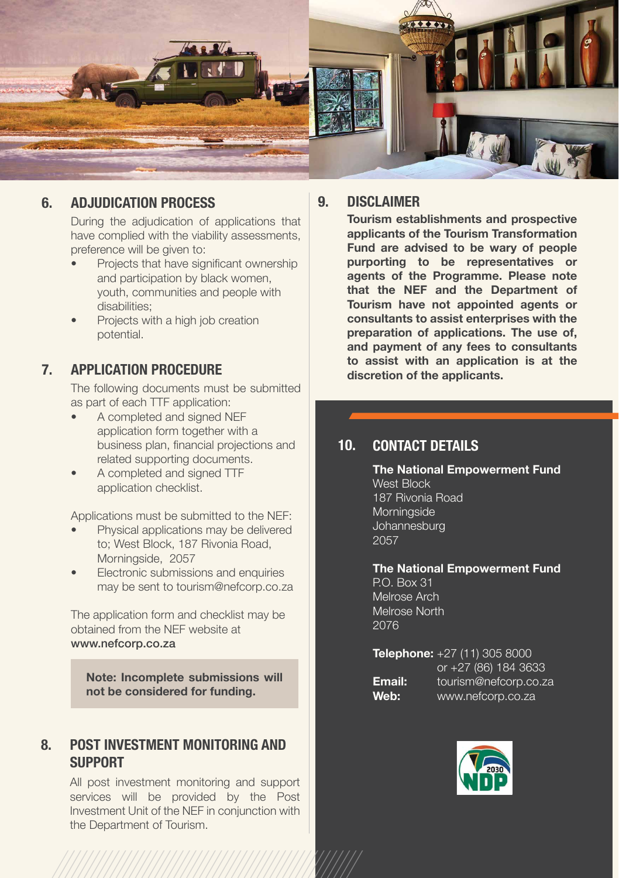## 6. ADJUDICATION PROCESS

During the adjudication of applications that have complied with the viability assessments, preference will be given to:

- Projects that have significant ownership and participation by black women, youth, communities and people with disabilities;
- Projects with a high job creation potential.

## 7. APPLICATION PROCEDURE

The following documents must be submitted as part of each TTF application:

- A completed and signed NEF application form together with a business plan, financial projections and related supporting documents.
- A completed and signed TTF application checklist.

Applications must be submitted to the NEF:

- Physical applications may be delivered to; West Block, 187 Rivonia Road, Morningside, 2057
- Electronic submissions and enquiries may be sent to tourism@nefcorp.co.za

The application form and checklist may be obtained from the NEF website at **www.nefcorp.co.za**

**Note: Incomplete submissions will not be considered for funding.**

## 8. POST INVESTMENT MONITORING AND SUPPORT

All post investment monitoring and support services will be provided by the Post Investment Unit of the NEF in conjunction with the Department of Tourism.

## 9. DISCLAIMER

**Tourism establishments and prospective applicants of the Tourism Transformation Fund are advised to be wary of people purporting to be representatives or agents of the Programme. Please note that the NEF and the Department of Tourism have not appointed agents or consultants to assist enterprises with the preparation of applications. The use of, and payment of any fees to consultants to assist with an application is at the discretion of the applicants.**

## 10. CONTACT DETAILS

**The National Empowerment Fund**
West Block
187 Rivonia Road
Morningside
Johannesburg
2057

**The National Empowerment Fund**
P.O. Box 31
Melrose Arch
Melrose North
2076

**Telephone:** +27 (11) 305 8000
or +27 (86) 184 3633
**Email:** tourism@nefcorp.co.za
**Web:** www.nefcorp.co.za